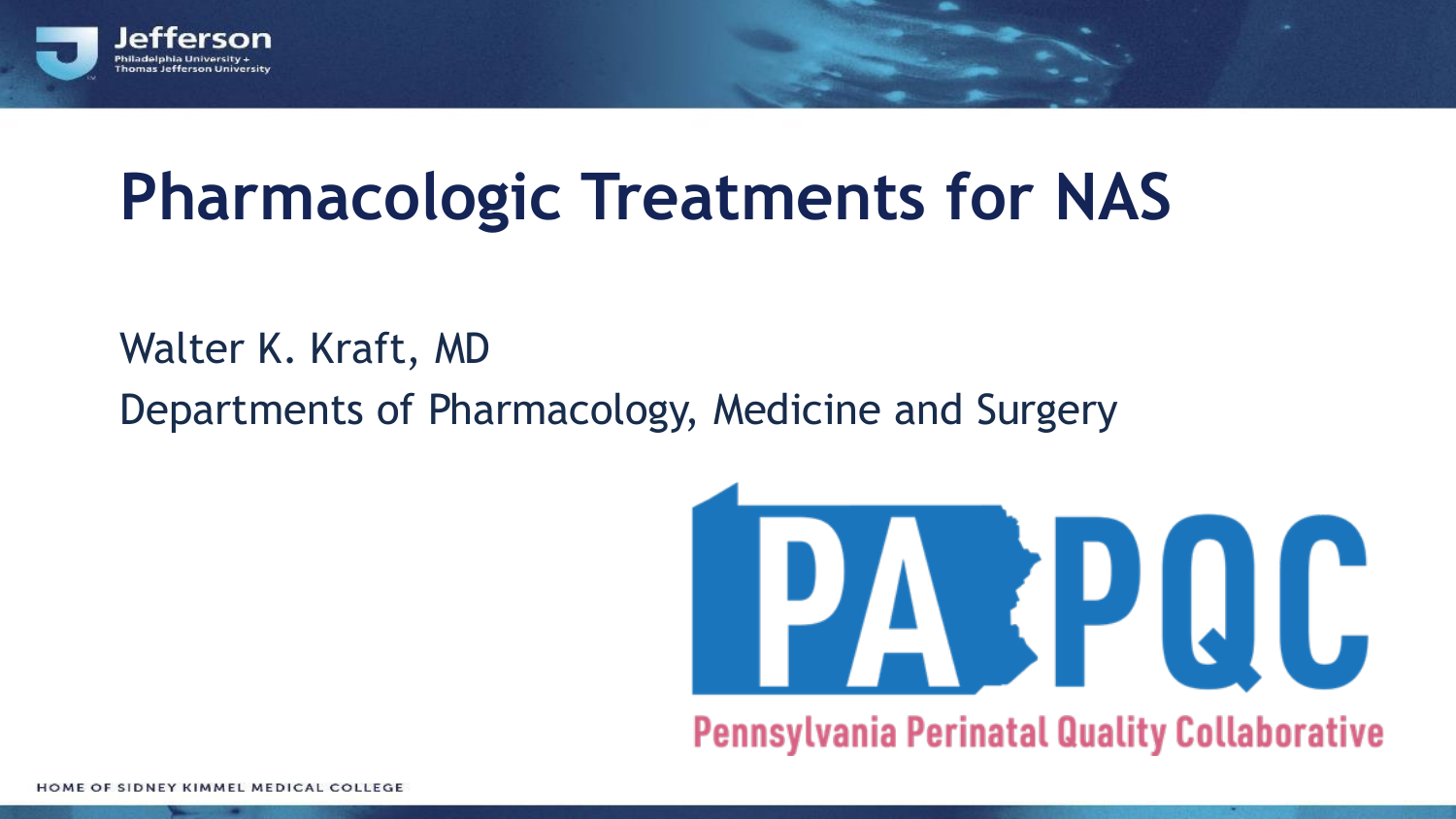# Pharmacologic Treatments for NAS

Walter K. Kraft, MD

Departments of Pharmacology, Medicine and Surgery

PA PQC

Pennsylvania Perinatal Quality Collaborative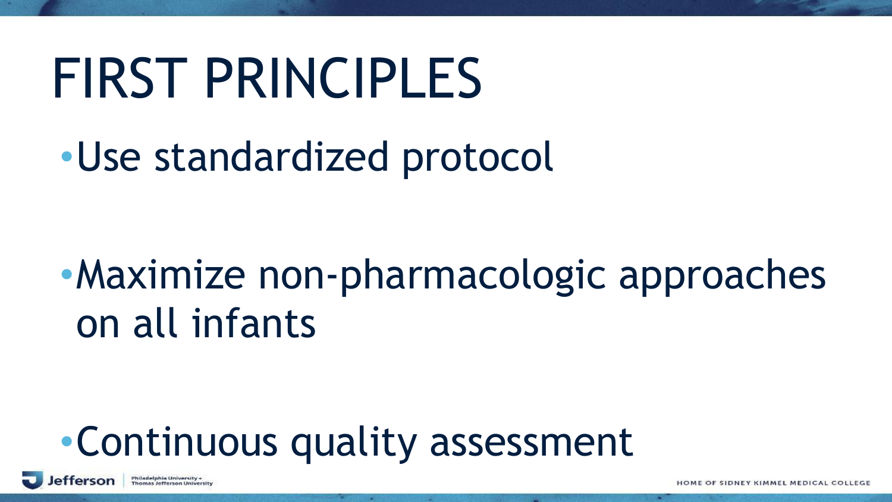# FIRST PRINCIPLES

- Use standardized protocol
- Maximize non-pharmacologic approaches on all infants
- Continuous quality assessment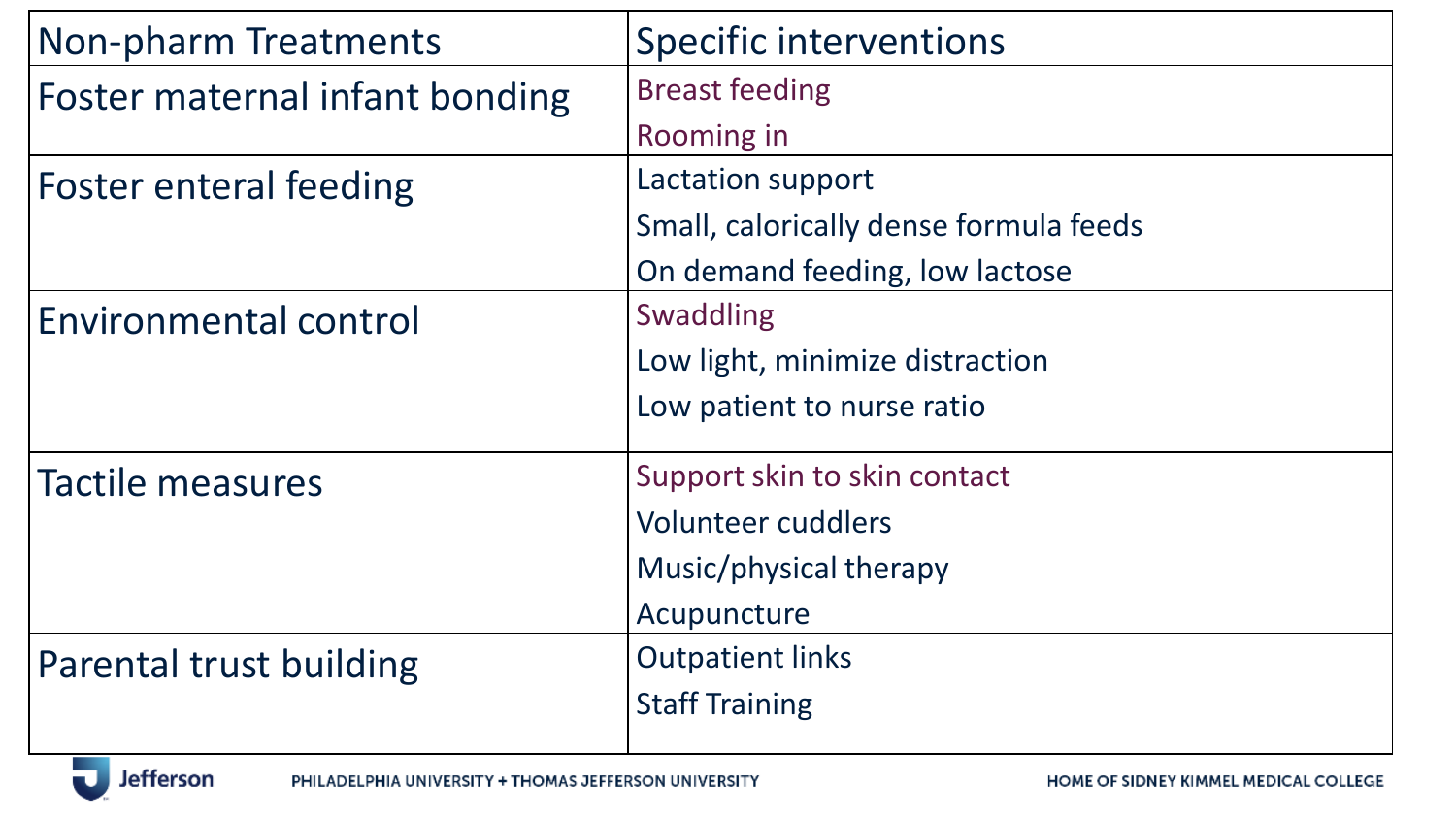| Non-pharm Treatments | Specific interventions |
| --- | --- |
| Foster maternal infant bonding | Breast feeding<br>Rooming in |
| Foster enteral feeding | Lactation support<br>Small, calorically dense formula feeds<br>On demand feeding, low lactose |
| Environmental control | Swaddling<br>Low light, minimize distraction<br>Low patient to nurse ratio |
| Tactile measures | Support skin to skin contact<br>Volunteer cuddlers<br>Music/physical therapy<br>Acupuncture |
| Parental trust building | Outpatient links<br>Staff Training |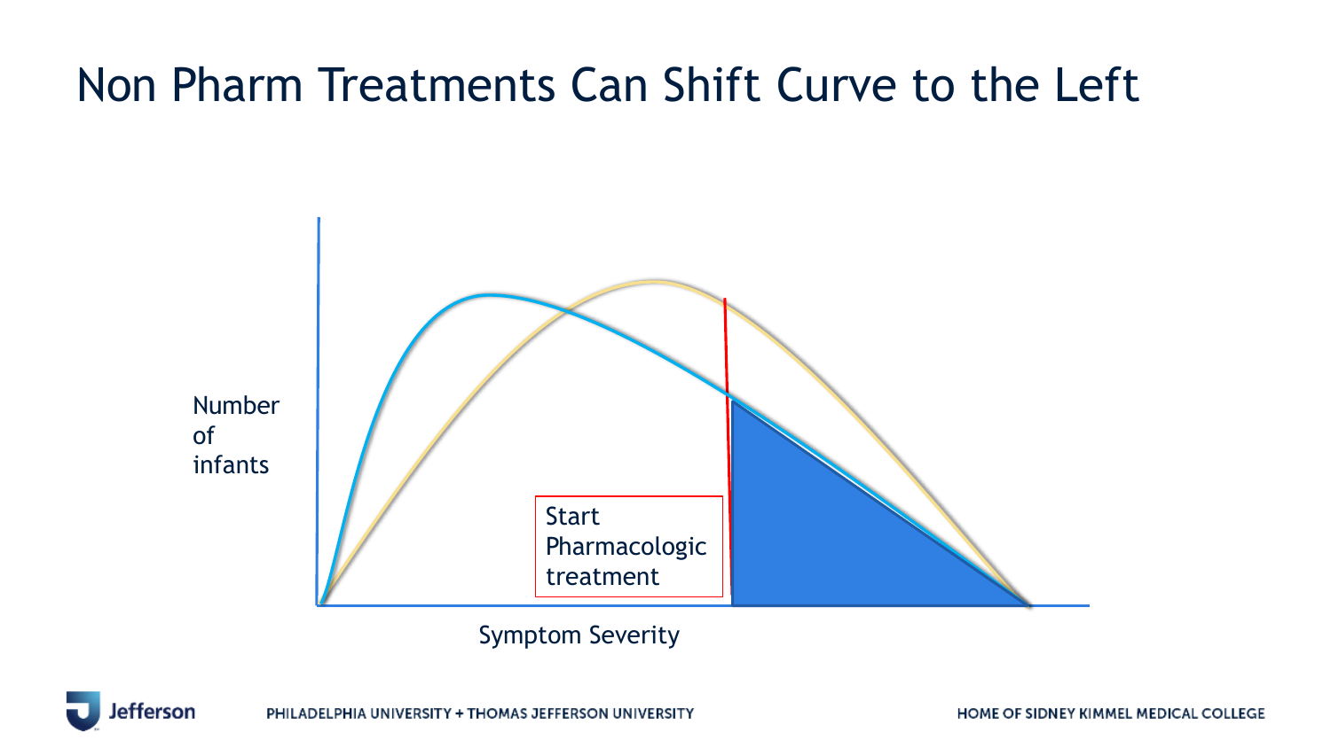# Non Pharm Treatments Can Shift Curve to the Left

Number of infants

Start Pharmacologic treatment

Symptom Severity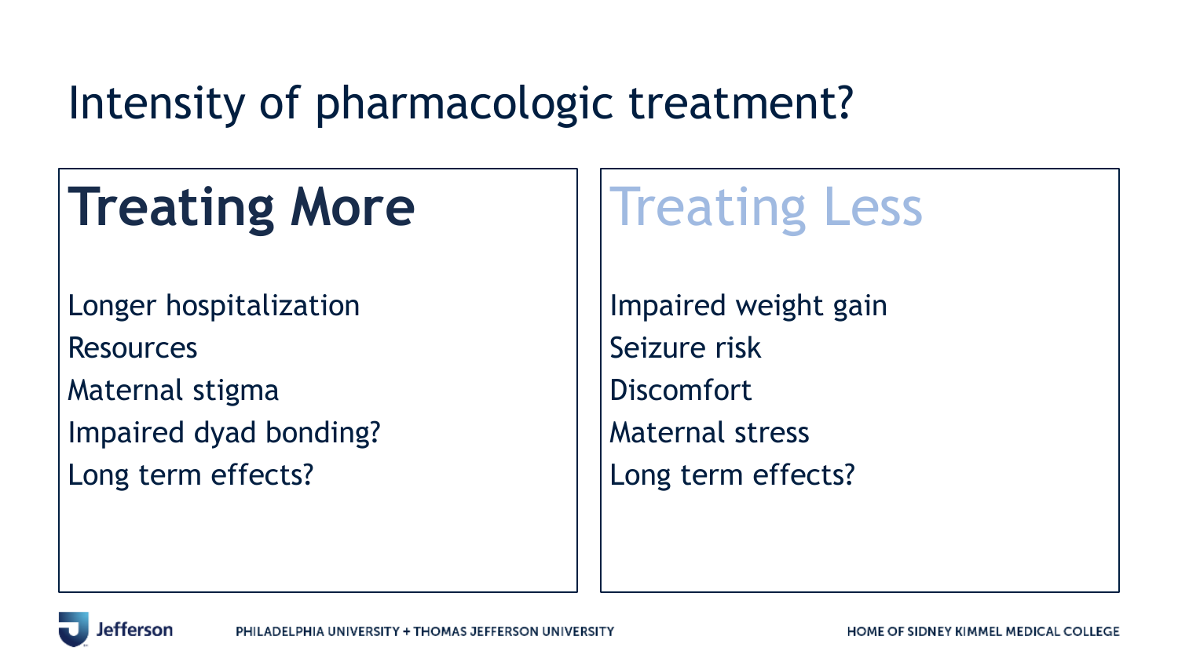# Intensity of pharmacologic treatment?

## Treating More

Longer hospitalization

Resources

Maternal stigma

Impaired dyad bonding?

Long term effects?

## Treating Less

Impaired weight gain

Seizure risk

Discomfort

Maternal stress

Long term effects?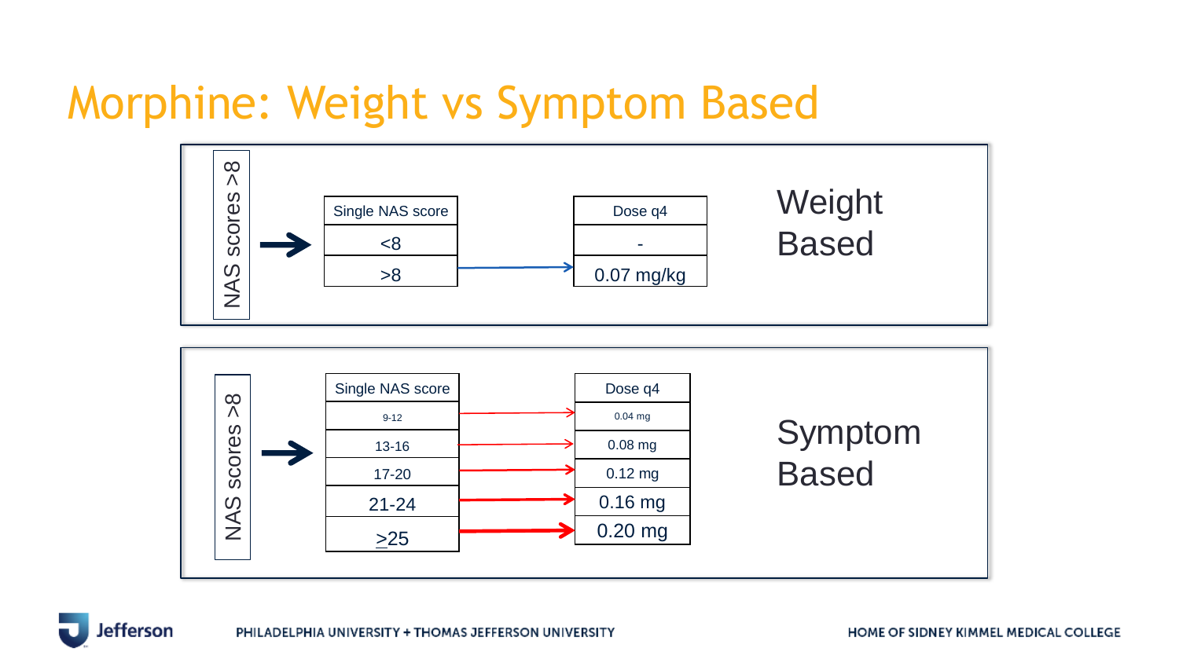# Morphine: Weight vs Symptom Based

## Weight Based

NAS scores >8 →

| Single NAS score | Dose q4 |
|---|---|
| <8 | - |
| >8 | 0.07 mg/kg |

## Symptom Based

NAS scores >8 →

| Single NAS score | Dose q4 |
|---|---|
| 9-12 | 0.04 mg |
| 13-16 | 0.08 mg |
| 17-20 | 0.12 mg |
| 21-24 | 0.16 mg |
| ≥25 | 0.20 mg |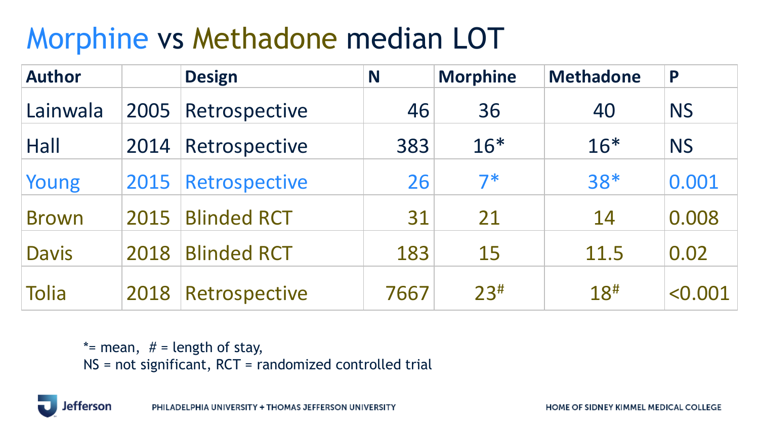# Morphine vs Methadone median LOT

| Author | | Design | N | Morphine | Methadone | P |
|---|---|---|---|---|---|---|
| Lainwala | 2005 | Retrospective | 46 | 36 | 40 | NS |
| Hall | 2014 | Retrospective | 383 | 16* | 16* | NS |
| Young | 2015 | Retrospective | 26 | 7* | 38* | 0.001 |
| Brown | 2015 | Blinded RCT | 31 | 21 | 14 | 0.008 |
| Davis | 2018 | Blinded RCT | 183 | 15 | 11.5 | 0.02 |
| Tolia | 2018 | Retrospective | 7667 | 23# | 18# | <0.001 |

*= mean, # = length of stay,
NS = not significant, RCT = randomized controlled trial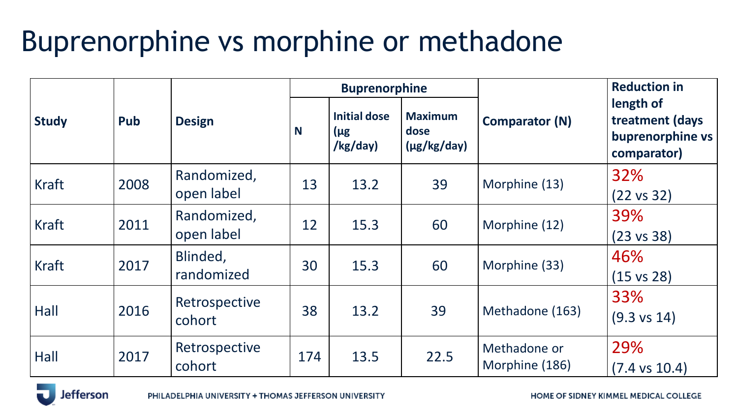# Buprenorphine vs morphine or methadone

| Study | Pub | Design | Buprenorphine | | | Comparator (N) | Reduction in length of treatment (days buprenorphine vs comparator) |
|---|---|---|---|---|---|---|---|
| | | | N | Initial dose (µg /kg/day) | Maximum dose (µg/kg/day) | | |
| Kraft | 2008 | Randomized, open label | 13 | 13.2 | 39 | Morphine (13) | 32% (22 vs 32) |
| Kraft | 2011 | Randomized, open label | 12 | 15.3 | 60 | Morphine (12) | 39% (23 vs 38) |
| Kraft | 2017 | Blinded, randomized | 30 | 15.3 | 60 | Morphine (33) | 46% (15 vs 28) |
| Hall | 2016 | Retrospective cohort | 38 | 13.2 | 39 | Methadone (163) | 33% (9.3 vs 14) |
| Hall | 2017 | Retrospective cohort | 174 | 13.5 | 22.5 | Methadone or Morphine (186) | 29% (7.4 vs 10.4) |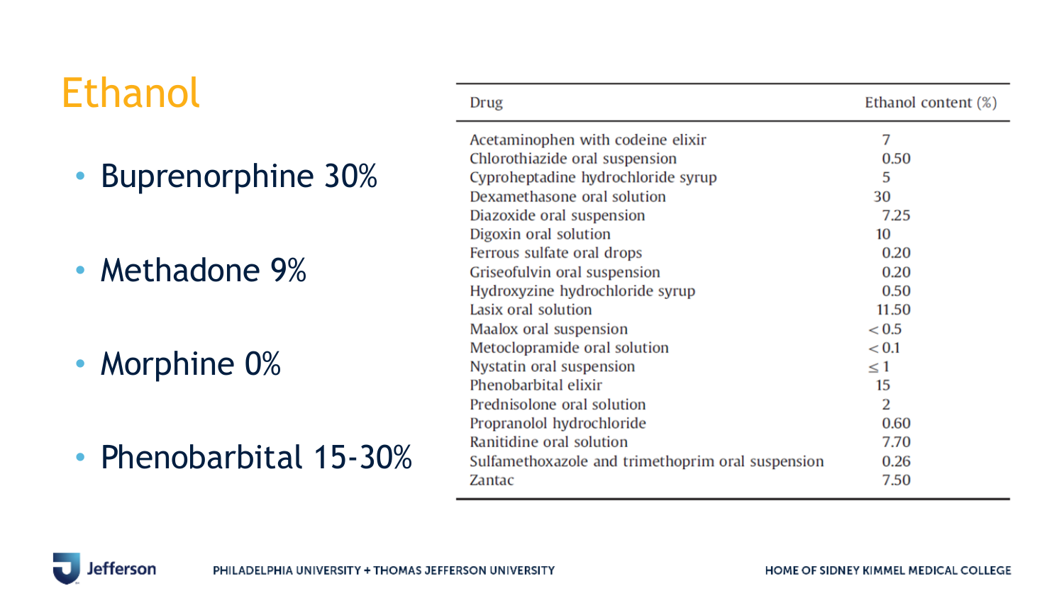# Ethanol

- Buprenorphine 30%
- Methadone 9%
- Morphine 0%
- Phenobarbital 15-30%

| Drug | Ethanol content (%) |
|---|---|
| Acetaminophen with codeine elixir | 7 |
| Chlorothiazide oral suspension | 0.50 |
| Cyproheptadine hydrochloride syrup | 5 |
| Dexamethasone oral solution | 30 |
| Diazoxide oral suspension | 7.25 |
| Digoxin oral solution | 10 |
| Ferrous sulfate oral drops | 0.20 |
| Griseofulvin oral suspension | 0.20 |
| Hydroxyzine hydrochloride syrup | 0.50 |
| Lasix oral solution | 11.50 |
| Maalox oral suspension | < 0.5 |
| Metoclopramide oral solution | < 0.1 |
| Nystatin oral suspension | ≤ 1 |
| Phenobarbital elixir | 15 |
| Prednisolone oral solution | 2 |
| Propranolol hydrochloride | 0.60 |
| Ranitidine oral solution | 7.70 |
| Sulfamethoxazole and trimethoprim oral suspension | 0.26 |
| Zantac | 7.50 |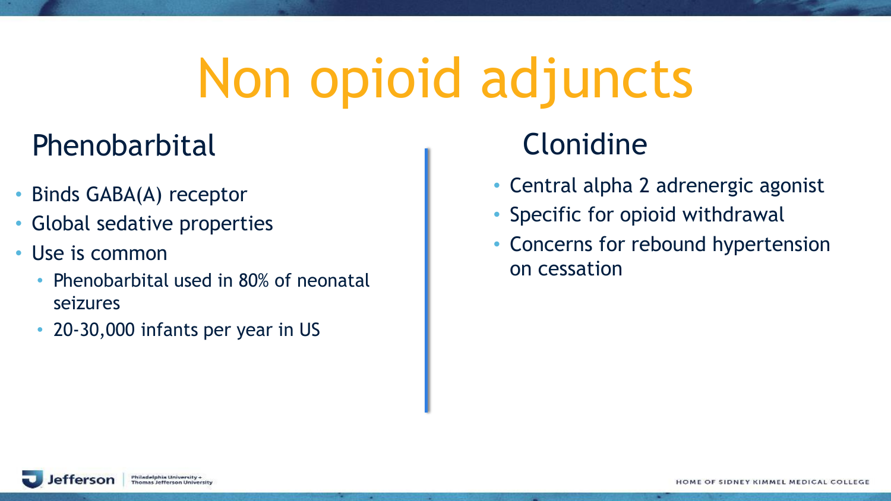# Non opioid adjuncts

## Phenobarbital

- Binds GABA(A) receptor
- Global sedative properties
- Use is common
  - Phenobarbital used in 80% of neonatal seizures
  - 20-30,000 infants per year in US

## Clonidine

- Central alpha 2 adrenergic agonist
- Specific for opioid withdrawal
- Concerns for rebound hypertension on cessation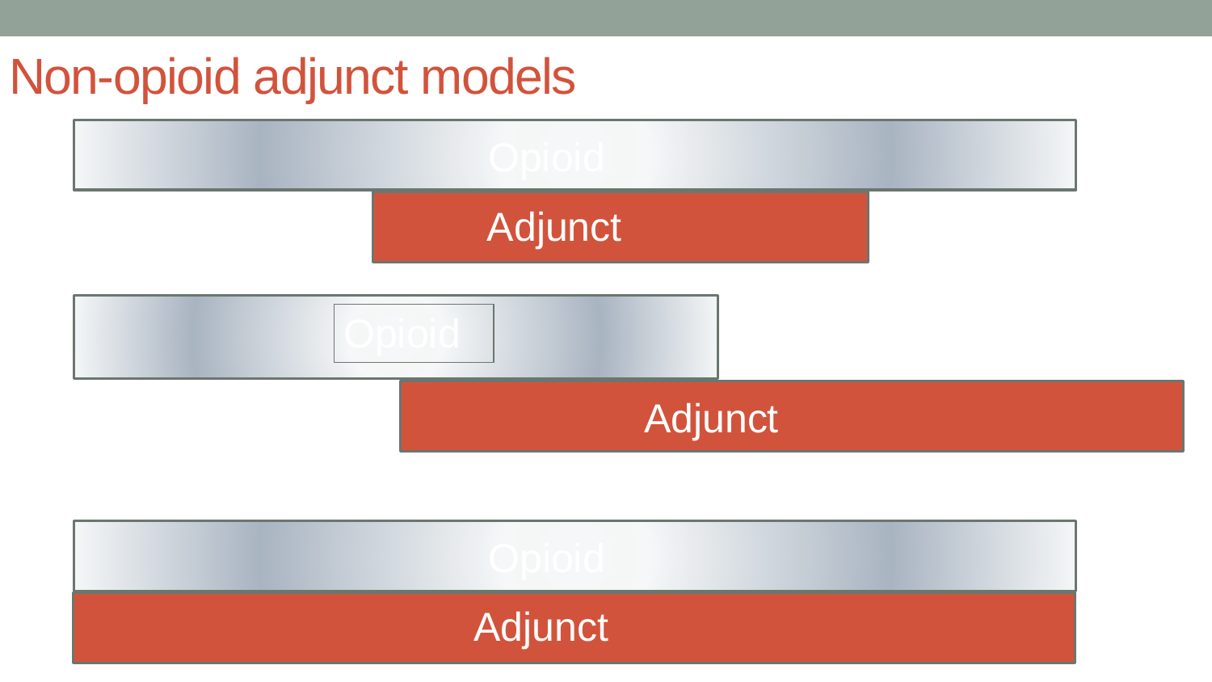# Non-opioid adjunct models

Opioid

Adjunct

Opioid

Adjunct

Opioid

Adjunct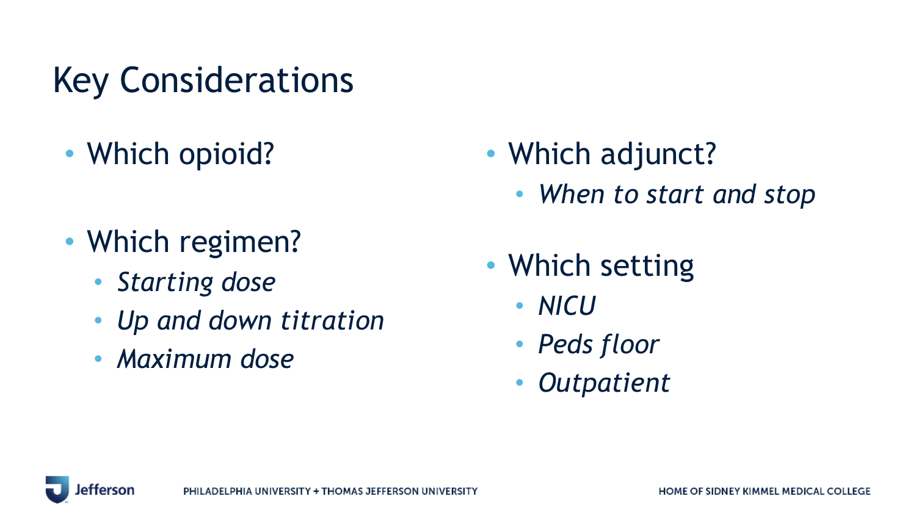# Key Considerations

- Which opioid?
- Which regimen?
  - *Starting dose*
  - *Up and down titration*
  - *Maximum dose*
- Which adjunct?
  - *When to start and stop*
- Which setting
  - *NICU*
  - *Peds floor*
  - *Outpatient*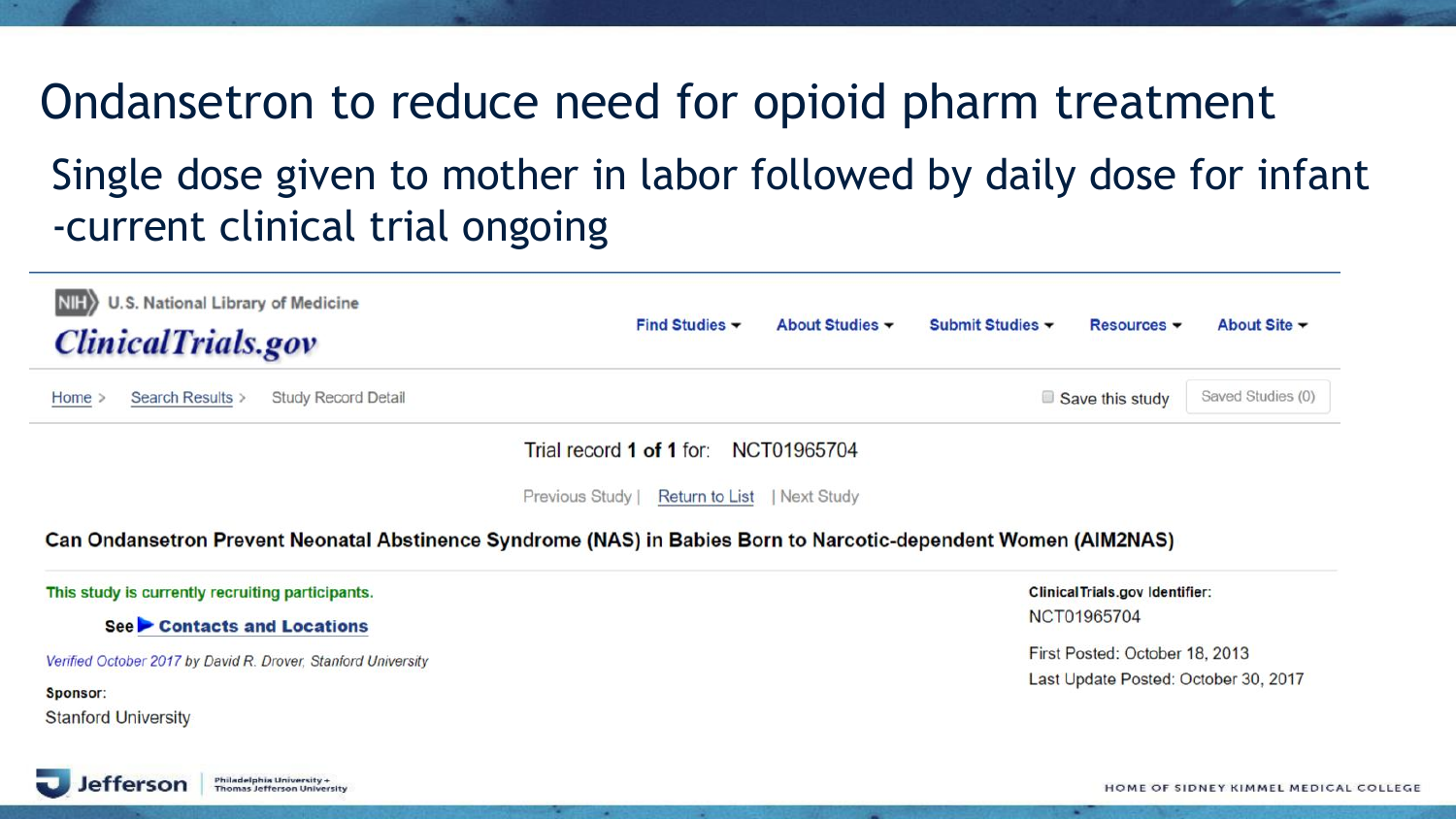# Ondansetron to reduce need for opioid pharm treatment

Single dose given to mother in labor followed by daily dose for infant -current clinical trial ongoing

U.S. National Library of Medicine

*ClinicalTrials.gov*

Find Studies | About Studies | Submit Studies | Resources | About Site

Home > Search Results > Study Record Detail

Save this study | Saved Studies (0)

Trial record **1** of **1** for: NCT01965704

Previous Study | Return to List | Next Study

**Can Ondansetron Prevent Neonatal Abstinence Syndrome (NAS) in Babies Born to Narcotic-dependent Women (AIM2NAS)**

This study is currently recruiting participants.

See **Contacts and Locations**

*Verified October 2017 by David R. Drover, Stanford University*

**Sponsor:**
Stanford University

**ClinicalTrials.gov Identifier:**
NCT01965704

First Posted: October 18, 2013
Last Update Posted: October 30, 2017